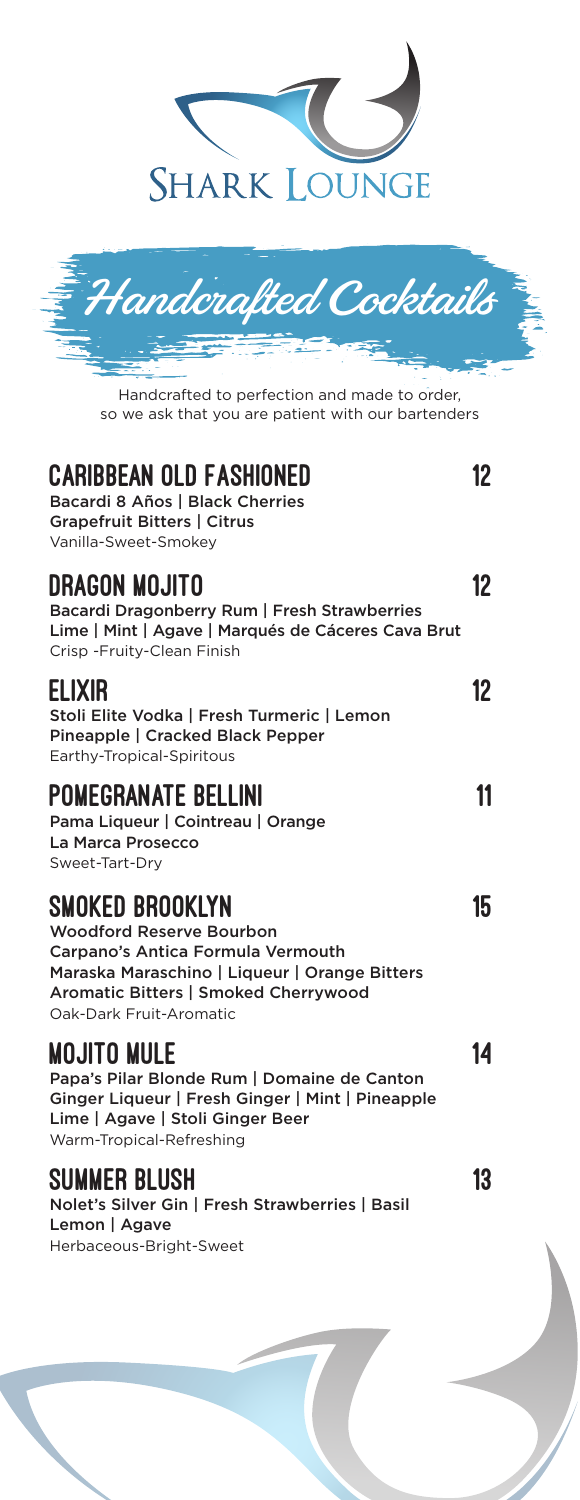# SHARK LOUNGE

## Handcrafted Cocktails

Handcrafted to perfection and made to order, so we ask that you are patient with our bartenders

### CARIBBEAN OLD FASHIONED — 12

Bacardi 8 Años | Black Cherries
Grapefruit Bitters | Citrus
Vanilla-Sweet-Smokey

### DRAGON MOJITO — 12

Bacardi Dragonberry Rum | Fresh Strawberries
Lime | Mint | Agave | Marqués de Cáceres Cava Brut
Crisp -Fruity-Clean Finish

### ELIXIR — 12

Stoli Elite Vodka | Fresh Turmeric | Lemon
Pineapple | Cracked Black Pepper
Earthy-Tropical-Spiritous

### POMEGRANATE BELLINI — 11

Pama Liqueur | Cointreau | Orange
La Marca Prosecco
Sweet-Tart-Dry

### SMOKED BROOKLYN — 15

Woodford Reserve Bourbon
Carpano's Antica Formula Vermouth
Maraska Maraschino | Liqueur | Orange Bitters
Aromatic Bitters | Smoked Cherrywood
Oak-Dark Fruit-Aromatic

### MOJITO MULE — 14

Papa's Pilar Blonde Rum | Domaine de Canton
Ginger Liqueur | Fresh Ginger | Mint | Pineapple
Lime | Agave | Stoli Ginger Beer
Warm-Tropical-Refreshing

### SUMMER BLUSH — 13

Nolet's Silver Gin | Fresh Strawberries | Basil
Lemon | Agave
Herbaceous-Bright-Sweet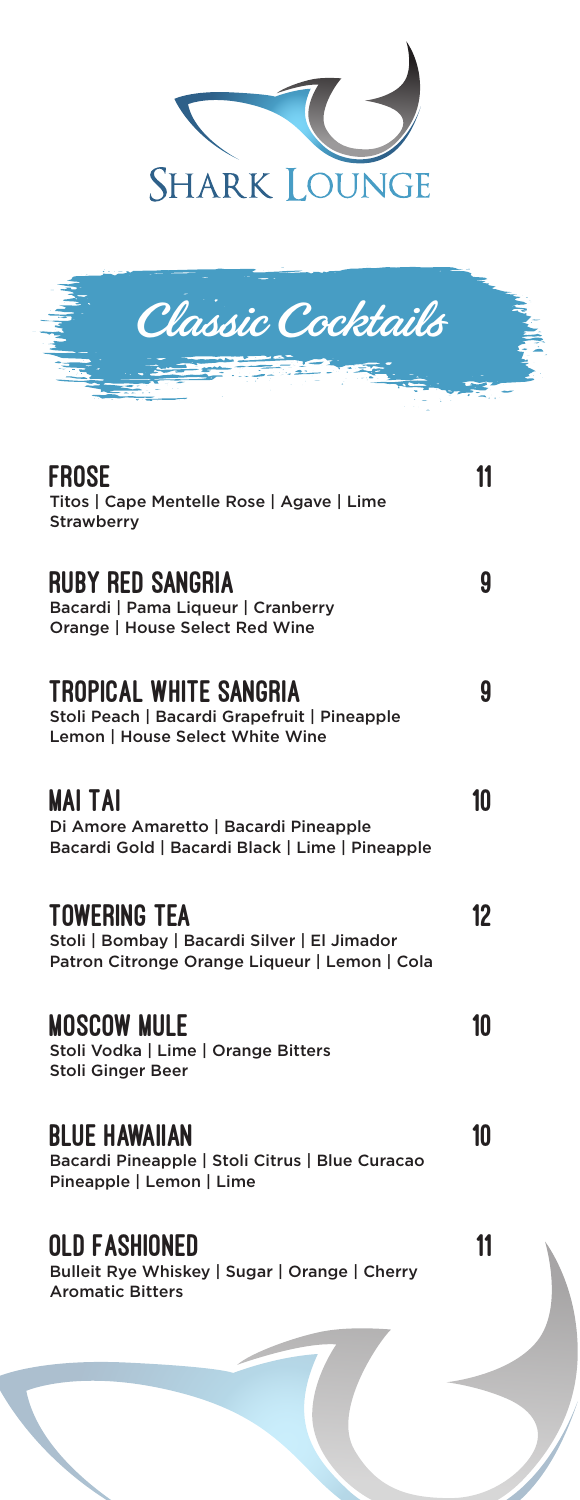# SHARK LOUNGE

## Classic Cocktails

### FROSE — 11
Titos | Cape Mentelle Rose | Agave | Lime
Strawberry

### RUBY RED SANGRIA — 9
Bacardi | Pama Liqueur | Cranberry
Orange | House Select Red Wine

### TROPICAL WHITE SANGRIA — 9
Stoli Peach | Bacardi Grapefruit | Pineapple
Lemon | House Select White Wine

### MAI TAI — 10
Di Amore Amaretto | Bacardi Pineapple
Bacardi Gold | Bacardi Black | Lime | Pineapple

### TOWERING TEA — 12
Stoli | Bombay | Bacardi Silver | El Jimador
Patron Citronge Orange Liqueur | Lemon | Cola

### MOSCOW MULE — 10
Stoli Vodka | Lime | Orange Bitters
Stoli Ginger Beer

### BLUE HAWAIIAN — 10
Bacardi Pineapple | Stoli Citrus | Blue Curacao
Pineapple | Lemon | Lime

### OLD FASHIONED — 11
Bulleit Rye Whiskey | Sugar | Orange | Cherry
Aromatic Bitters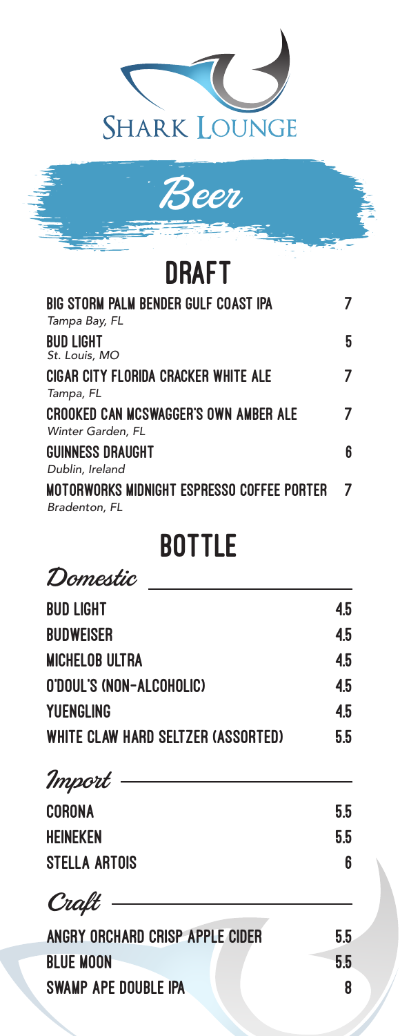# Shark Lounge

## Beer

### DRAFT

| Item | Price |
| --- | --- |
| **BIG STORM PALM BENDER GULF COAST IPA**<br>*Tampa Bay, FL* | 7 |
| **BUD LIGHT**<br>*St. Louis, MO* | 5 |
| **CIGAR CITY FLORIDA CRACKER WHITE ALE**<br>*Tampa, FL* | 7 |
| **CROOKED CAN MCSWAGGER'S OWN AMBER ALE**<br>*Winter Garden, FL* | 7 |
| **GUINNESS DRAUGHT**<br>*Dublin, Ireland* | 6 |
| **MOTORWORKS MIDNIGHT ESPRESSO COFFEE PORTER**<br>*Bradenton, FL* | 7 |

### BOTTLE

#### *Domestic*

| Item | Price |
| --- | --- |
| BUD LIGHT | 4.5 |
| BUDWEISER | 4.5 |
| MICHELOB ULTRA | 4.5 |
| O'DOUL'S (NON-ALCOHOLIC) | 4.5 |
| YUENGLING | 4.5 |
| WHITE CLAW HARD SELTZER (ASSORTED) | 5.5 |

#### *Import*

| Item | Price |
| --- | --- |
| CORONA | 5.5 |
| HEINEKEN | 5.5 |
| STELLA ARTOIS | 6 |

#### *Craft*

| Item | Price |
| --- | --- |
| ANGRY ORCHARD CRISP APPLE CIDER | 5.5 |
| BLUE MOON | 5.5 |
| SWAMP APE DOUBLE IPA | 8 |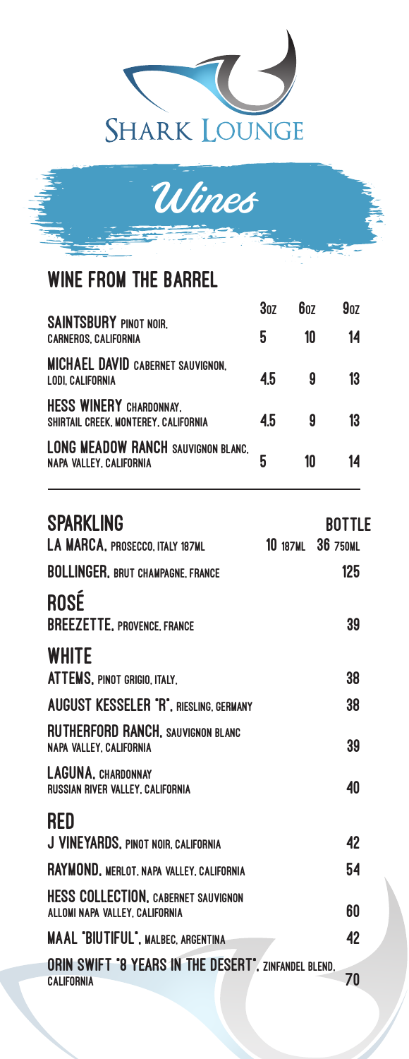# Shark Lounge

## Wines

### WINE FROM THE BARREL

| | 3oz | 6oz | 9oz |
|---|---|---|---|
| **SAINTSBURY** PINOT NOIR, CARNEROS, CALIFORNIA | 5 | 10 | 14 |
| **MICHAEL DAVID** CABERNET SAUVIGNON, LODI, CALIFORNIA | 4.5 | 9 | 13 |
| **HESS WINERY** CHARDONNAY, SHIRTAIL CREEK, MONTEREY, CALIFORNIA | 4.5 | 9 | 13 |
| **LONG MEADOW RANCH** SAUVIGNON BLANC, NAPA VALLEY, CALIFORNIA | 5 | 10 | 14 |

### SPARKLING

| | | BOTTLE |
|---|---|---|
| **LA MARCA**, PROSECCO, ITALY 187ML | 10 187ML | 36 750ML |
| **BOLLINGER**, BRUT CHAMPAGNE, FRANCE | | 125 |

### ROSÉ

| | |
|---|---|
| **BREEZETTE**, PROVENCE, FRANCE | 39 |

### WHITE

| | |
|---|---|
| **ATTEMS**, PINOT GRIGIO, ITALY, | 38 |
| **AUGUST KESSELER "R"**, RIESLING, GERMANY | 38 |
| **RUTHERFORD RANCH**, SAUVIGNON BLANC NAPA VALLEY, CALIFORNIA | 39 |
| **LAGUNA**, CHARDONNAY RUSSIAN RIVER VALLEY, CALIFORNIA | 40 |

### RED

| | |
|---|---|
| **J VINEYARDS**, PINOT NOIR, CALIFORNIA | 42 |
| **RAYMOND**, MERLOT, NAPA VALLEY, CALIFORNIA | 54 |
| **HESS COLLECTION**, CABERNET SAUVIGNON ALLOMI NAPA VALLEY, CALIFORNIA | 60 |
| **MAAL "BIUTIFUL"**, MALBEC, ARGENTINA | 42 |
| **ORIN SWIFT "8 YEARS IN THE DESERT"**, ZINFANDEL BLEND, CALIFORNIA | 70 |